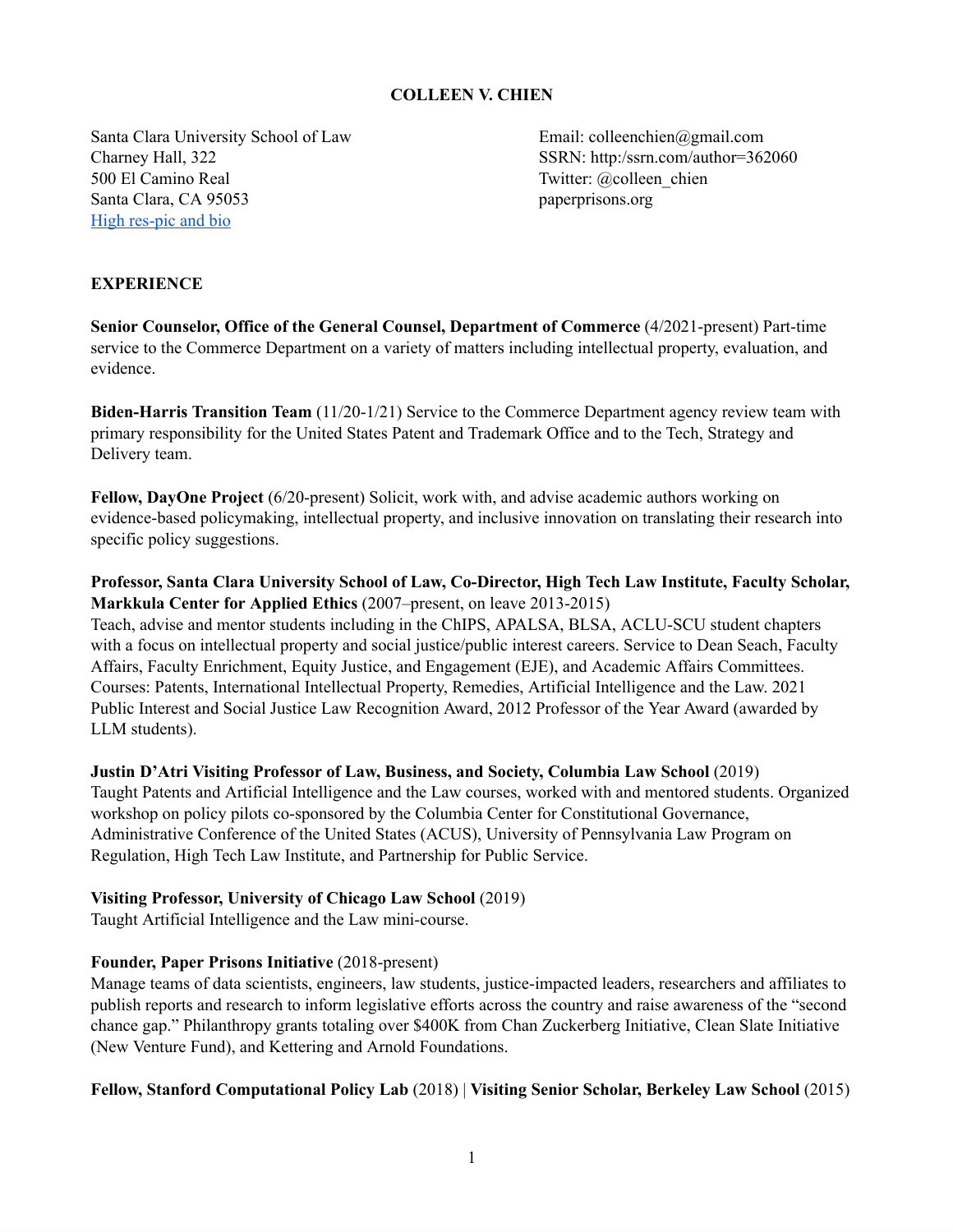# COLLEEN V. CHIEN

Santa Clara University School of Law
Charney Hall, 322
500 El Camino Real
Santa Clara, CA 95053
High res-pic and bio

Email: colleenchien@gmail.com
SSRN: http:/ssrn.com/author=362060
Twitter: @colleen_chien
paperprisons.org

## EXPERIENCE

**Senior Counselor, Office of the General Counsel, Department of Commerce** (4/2021-present) Part-time service to the Commerce Department on a variety of matters including intellectual property, evaluation, and evidence.

**Biden-Harris Transition Team** (11/20-1/21) Service to the Commerce Department agency review team with primary responsibility for the United States Patent and Trademark Office and to the Tech, Strategy and Delivery team.

**Fellow, DayOne Project** (6/20-present) Solicit, work with, and advise academic authors working on evidence-based policymaking, intellectual property, and inclusive innovation on translating their research into specific policy suggestions.

**Professor, Santa Clara University School of Law, Co-Director, High Tech Law Institute, Faculty Scholar, Markkula Center for Applied Ethics** (2007–present, on leave 2013-2015)
Teach, advise and mentor students including in the ChIPS, APALSA, BLSA, ACLU-SCU student chapters with a focus on intellectual property and social justice/public interest careers. Service to Dean Seach, Faculty Affairs, Faculty Enrichment, Equity Justice, and Engagement (EJE), and Academic Affairs Committees. Courses: Patents, International Intellectual Property, Remedies, Artificial Intelligence and the Law. 2021 Public Interest and Social Justice Law Recognition Award, 2012 Professor of the Year Award (awarded by LLM students).

**Justin D'Atri Visiting Professor of Law, Business, and Society, Columbia Law School** (2019)
Taught Patents and Artificial Intelligence and the Law courses, worked with and mentored students. Organized workshop on policy pilots co-sponsored by the Columbia Center for Constitutional Governance, Administrative Conference of the United States (ACUS), University of Pennsylvania Law Program on Regulation, High Tech Law Institute, and Partnership for Public Service.

**Visiting Professor, University of Chicago Law School** (2019)
Taught Artificial Intelligence and the Law mini-course.

**Founder, Paper Prisons Initiative** (2018-present)
Manage teams of data scientists, engineers, law students, justice-impacted leaders, researchers and affiliates to publish reports and research to inform legislative efforts across the country and raise awareness of the "second chance gap." Philanthropy grants totaling over $400K from Chan Zuckerberg Initiative, Clean Slate Initiative (New Venture Fund), and Kettering and Arnold Foundations.

**Fellow, Stanford Computational Policy Lab** (2018) | **Visiting Senior Scholar, Berkeley Law School** (2015)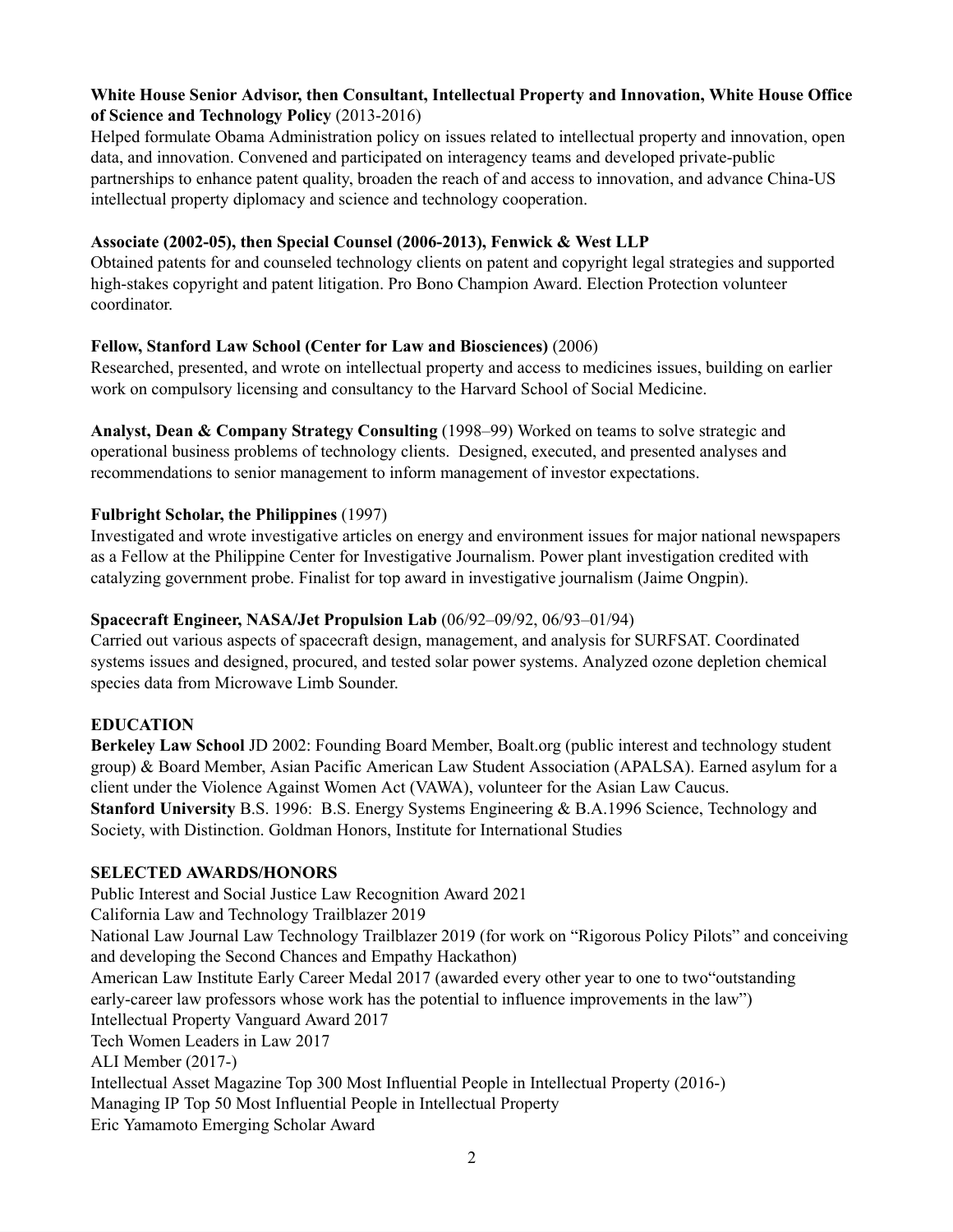**White House Senior Advisor, then Consultant, Intellectual Property and Innovation, White House Office of Science and Technology Policy** (2013-2016)
Helped formulate Obama Administration policy on issues related to intellectual property and innovation, open data, and innovation. Convened and participated on interagency teams and developed private-public partnerships to enhance patent quality, broaden the reach of and access to innovation, and advance China-US intellectual property diplomacy and science and technology cooperation.

**Associate (2002-05), then Special Counsel (2006-2013), Fenwick & West LLP**
Obtained patents for and counseled technology clients on patent and copyright legal strategies and supported high-stakes copyright and patent litigation. Pro Bono Champion Award. Election Protection volunteer coordinator.

**Fellow, Stanford Law School (Center for Law and Biosciences)** (2006)
Researched, presented, and wrote on intellectual property and access to medicines issues, building on earlier work on compulsory licensing and consultancy to the Harvard School of Social Medicine.

**Analyst, Dean & Company Strategy Consulting** (1998–99) Worked on teams to solve strategic and operational business problems of technology clients. Designed, executed, and presented analyses and recommendations to senior management to inform management of investor expectations.

**Fulbright Scholar, the Philippines** (1997)
Investigated and wrote investigative articles on energy and environment issues for major national newspapers as a Fellow at the Philippine Center for Investigative Journalism. Power plant investigation credited with catalyzing government probe. Finalist for top award in investigative journalism (Jaime Ongpin).

**Spacecraft Engineer, NASA/Jet Propulsion Lab** (06/92–09/92, 06/93–01/94)
Carried out various aspects of spacecraft design, management, and analysis for SURFSAT. Coordinated systems issues and designed, procured, and tested solar power systems. Analyzed ozone depletion chemical species data from Microwave Limb Sounder.

## EDUCATION

**Berkeley Law School** JD 2002: Founding Board Member, Boalt.org (public interest and technology student group) & Board Member, Asian Pacific American Law Student Association (APALSA). Earned asylum for a client under the Violence Against Women Act (VAWA), volunteer for the Asian Law Caucus.
**Stanford University** B.S. 1996: B.S. Energy Systems Engineering & B.A.1996 Science, Technology and Society, with Distinction. Goldman Honors, Institute for International Studies

## SELECTED AWARDS/HONORS

Public Interest and Social Justice Law Recognition Award 2021
California Law and Technology Trailblazer 2019
National Law Journal Law Technology Trailblazer 2019 (for work on "Rigorous Policy Pilots" and conceiving and developing the Second Chances and Empathy Hackathon)
American Law Institute Early Career Medal 2017 (awarded every other year to one to two"outstanding early-career law professors whose work has the potential to influence improvements in the law")
Intellectual Property Vanguard Award 2017
Tech Women Leaders in Law 2017
ALI Member (2017-)
Intellectual Asset Magazine Top 300 Most Influential People in Intellectual Property (2016-)
Managing IP Top 50 Most Influential People in Intellectual Property
Eric Yamamoto Emerging Scholar Award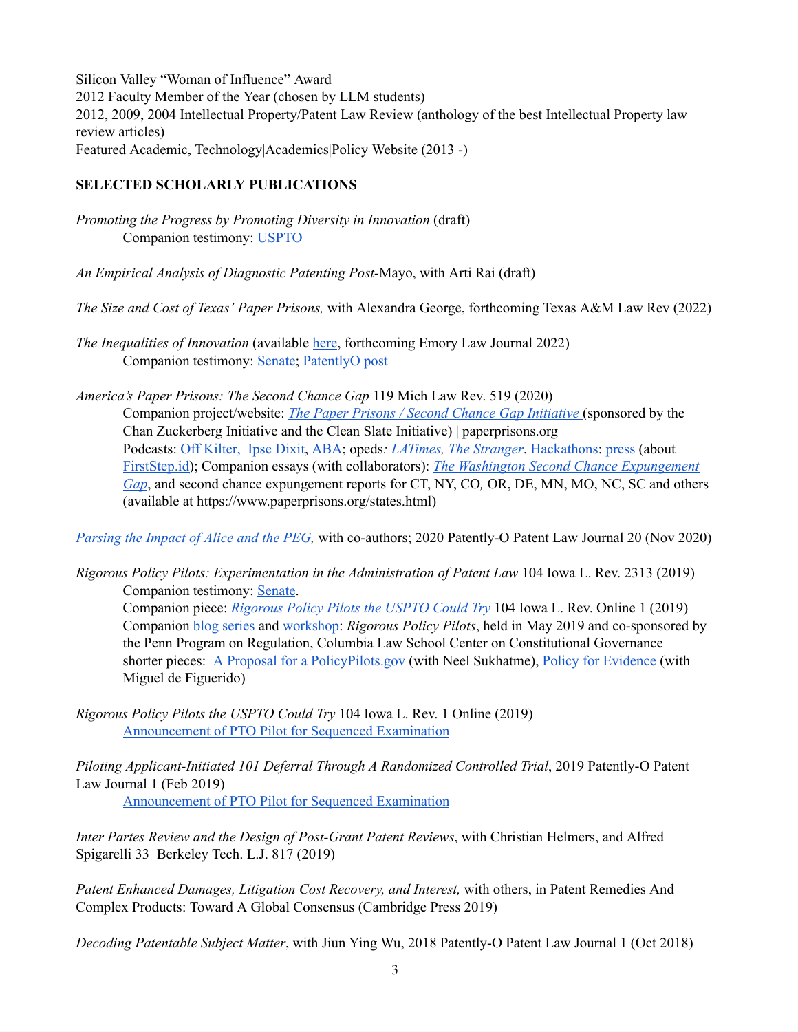Silicon Valley "Woman of Influence" Award
2012 Faculty Member of the Year (chosen by LLM students)
2012, 2009, 2004 Intellectual Property/Patent Law Review (anthology of the best Intellectual Property law review articles)
Featured Academic, Technology|Academics|Policy Website (2013 -)

**SELECTED SCHOLARLY PUBLICATIONS**

*Promoting the Progress by Promoting Diversity in Innovation* (draft)
Companion testimony: USPTO

*An Empirical Analysis of Diagnostic Patenting Post-*Mayo, with Arti Rai (draft)

*The Size and Cost of Texas' Paper Prisons,* with Alexandra George, forthcoming Texas A&M Law Rev (2022)

*The Inequalities of Innovation* (available here, forthcoming Emory Law Journal 2022)
Companion testimony: Senate; PatentlyO post

*America's Paper Prisons: The Second Chance Gap* 119 Mich Law Rev. 519 (2020)
Companion project/website: *The Paper Prisons / Second Chance Gap Initiative* (sponsored by the Chan Zuckerberg Initiative and the Clean Slate Initiative) | paperprisons.org
Podcasts: Off Kilter, Ipse Dixit, ABA; opeds: *LATimes, The Stranger*. Hackathons: press (about FirstStep.id); Companion essays (with collaborators): *The Washington Second Chance Expungement Gap*, and second chance expungement reports for CT, NY, CO, OR, DE, MN, MO, NC, SC and others (available at https://www.paperprisons.org/states.html)

*Parsing the Impact of Alice and the PEG,* with co-authors; 2020 Patently-O Patent Law Journal 20 (Nov 2020)

*Rigorous Policy Pilots: Experimentation in the Administration of Patent Law* 104 Iowa L. Rev. 2313 (2019)
Companion testimony: Senate.
Companion piece: *Rigorous Policy Pilots the USPTO Could Try* 104 Iowa L. Rev. Online 1 (2019)
Companion blog series and workshop: *Rigorous Policy Pilots*, held in May 2019 and co-sponsored by the Penn Program on Regulation, Columbia Law School Center on Constitutional Governance shorter pieces: A Proposal for a PolicyPilots.gov (with Neel Sukhatme), Policy for Evidence (with Miguel de Figuerido)

*Rigorous Policy Pilots the USPTO Could Try* 104 Iowa L. Rev. 1 Online (2019)
Announcement of PTO Pilot for Sequenced Examination

*Piloting Applicant-Initiated 101 Deferral Through A Randomized Controlled Trial*, 2019 Patently-O Patent Law Journal 1 (Feb 2019)
Announcement of PTO Pilot for Sequenced Examination

*Inter Partes Review and the Design of Post-Grant Patent Reviews*, with Christian Helmers, and Alfred Spigarelli 33 Berkeley Tech. L.J. 817 (2019)

*Patent Enhanced Damages, Litigation Cost Recovery, and Interest,* with others, in Patent Remedies And Complex Products: Toward A Global Consensus (Cambridge Press 2019)

*Decoding Patentable Subject Matter*, with Jiun Ying Wu, 2018 Patently-O Patent Law Journal 1 (Oct 2018)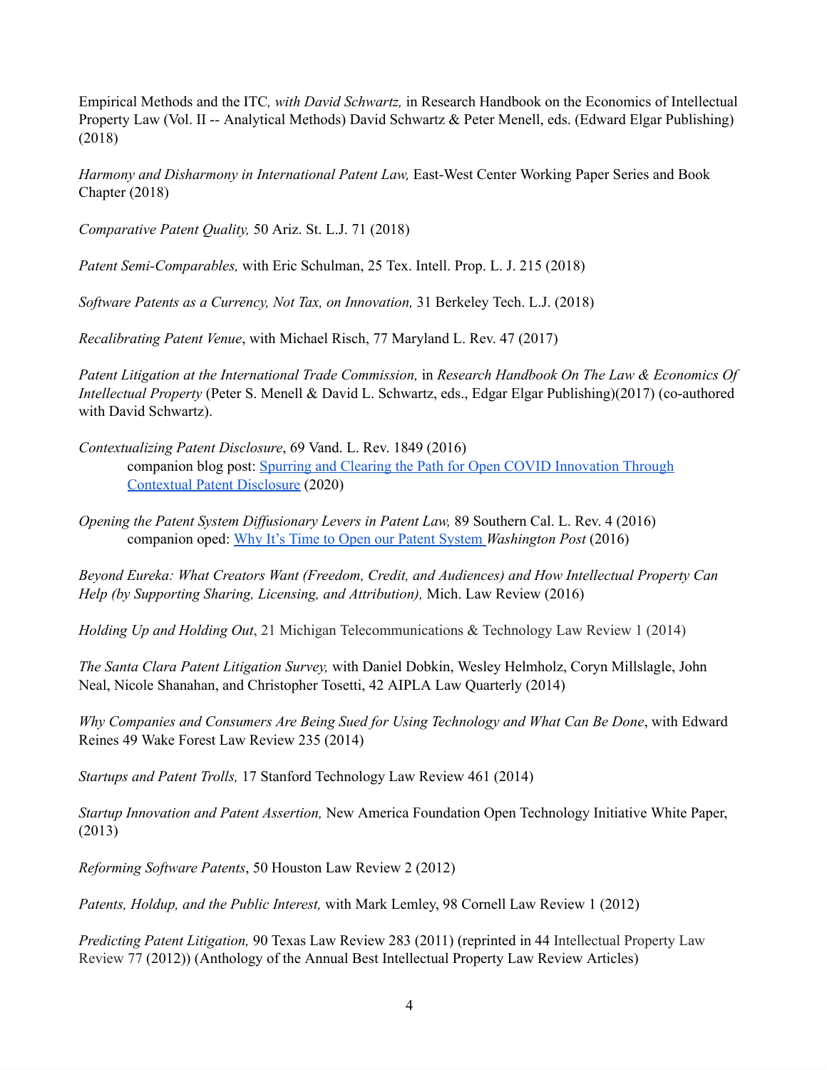Empirical Methods and the ITC*, with David Schwartz,* in Research Handbook on the Economics of Intellectual Property Law (Vol. II -- Analytical Methods) David Schwartz & Peter Menell, eds. (Edward Elgar Publishing) (2018)

*Harmony and Disharmony in International Patent Law,* East-West Center Working Paper Series and Book Chapter (2018)

*Comparative Patent Quality,* 50 Ariz. St. L.J. 71 (2018)

*Patent Semi-Comparables,* with Eric Schulman, 25 Tex. Intell. Prop. L. J. 215 (2018)

*Software Patents as a Currency, Not Tax, on Innovation,* 31 Berkeley Tech. L.J. (2018)

*Recalibrating Patent Venue*, with Michael Risch, 77 Maryland L. Rev. 47 (2017)

*Patent Litigation at the International Trade Commission,* in *Research Handbook On The Law & Economics Of Intellectual Property* (Peter S. Menell & David L. Schwartz, eds., Edgar Elgar Publishing)(2017) (co-authored with David Schwartz).

*Contextualizing Patent Disclosure*, 69 Vand. L. Rev. 1849 (2016)
 companion blog post: [Spurring and Clearing the Path for Open COVID Innovation Through Contextual Patent Disclosure]() (2020)

*Opening the Patent System Diffusionary Levers in Patent Law,* 89 Southern Cal. L. Rev. 4 (2016)
 companion oped: [Why It's Time to Open our Patent System]() *Washington Post* (2016)

*Beyond Eureka: What Creators Want (Freedom, Credit, and Audiences) and How Intellectual Property Can Help (by Supporting Sharing, Licensing, and Attribution),* Mich. Law Review (2016)

*Holding Up and Holding Out*, 21 Michigan Telecommunications & Technology Law Review 1 (2014)

*The Santa Clara Patent Litigation Survey,* with Daniel Dobkin, Wesley Helmholz, Coryn Millslagle, John Neal, Nicole Shanahan, and Christopher Tosetti, 42 AIPLA Law Quarterly (2014)

*Why Companies and Consumers Are Being Sued for Using Technology and What Can Be Done*, with Edward Reines 49 Wake Forest Law Review 235 (2014)

*Startups and Patent Trolls,* 17 Stanford Technology Law Review 461 (2014)

*Startup Innovation and Patent Assertion,* New America Foundation Open Technology Initiative White Paper, (2013)

*Reforming Software Patents*, 50 Houston Law Review 2 (2012)

*Patents, Holdup, and the Public Interest,* with Mark Lemley, 98 Cornell Law Review 1 (2012)

*Predicting Patent Litigation,* 90 Texas Law Review 283 (2011) (reprinted in 44 Intellectual Property Law Review 77 (2012)) (Anthology of the Annual Best Intellectual Property Law Review Articles)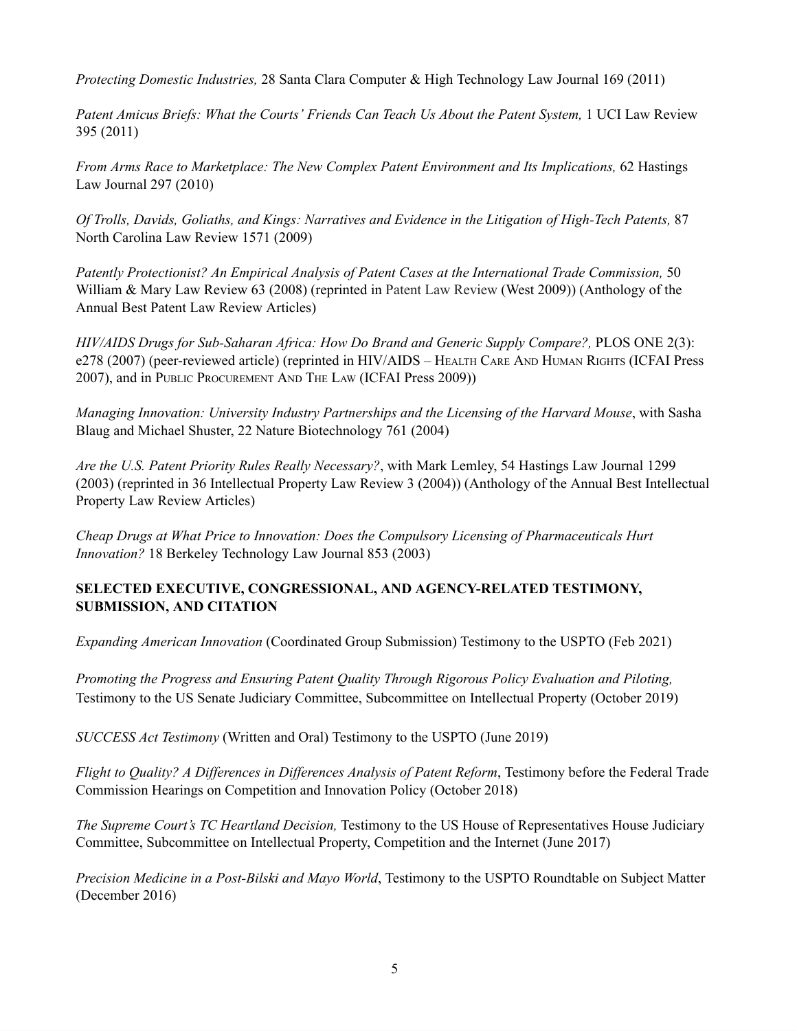*Protecting Domestic Industries,* 28 Santa Clara Computer & High Technology Law Journal 169 (2011)

*Patent Amicus Briefs: What the Courts' Friends Can Teach Us About the Patent System,* 1 UCI Law Review 395 (2011)

*From Arms Race to Marketplace: The New Complex Patent Environment and Its Implications,* 62 Hastings Law Journal 297 (2010)

*Of Trolls, Davids, Goliaths, and Kings: Narratives and Evidence in the Litigation of High-Tech Patents,* 87 North Carolina Law Review 1571 (2009)

*Patently Protectionist? An Empirical Analysis of Patent Cases at the International Trade Commission,* 50 William & Mary Law Review 63 (2008) (reprinted in Patent Law Review (West 2009)) (Anthology of the Annual Best Patent Law Review Articles)

*HIV/AIDS Drugs for Sub-Saharan Africa: How Do Brand and Generic Supply Compare?,* PLOS ONE 2(3): e278 (2007) (peer-reviewed article) (reprinted in HIV/AIDS – Health Care And Human Rights (ICFAI Press 2007), and in Public Procurement And The Law (ICFAI Press 2009))

*Managing Innovation: University Industry Partnerships and the Licensing of the Harvard Mouse*, with Sasha Blaug and Michael Shuster, 22 Nature Biotechnology 761 (2004)

*Are the U.S. Patent Priority Rules Really Necessary?*, with Mark Lemley, 54 Hastings Law Journal 1299 (2003) (reprinted in 36 Intellectual Property Law Review 3 (2004)) (Anthology of the Annual Best Intellectual Property Law Review Articles)

*Cheap Drugs at What Price to Innovation: Does the Compulsory Licensing of Pharmaceuticals Hurt Innovation?* 18 Berkeley Technology Law Journal 853 (2003)

**SELECTED EXECUTIVE, CONGRESSIONAL, AND AGENCY-RELATED TESTIMONY, SUBMISSION, AND CITATION**

*Expanding American Innovation* (Coordinated Group Submission) Testimony to the USPTO (Feb 2021)

*Promoting the Progress and Ensuring Patent Quality Through Rigorous Policy Evaluation and Piloting,* Testimony to the US Senate Judiciary Committee, Subcommittee on Intellectual Property (October 2019)

*SUCCESS Act Testimony* (Written and Oral) Testimony to the USPTO (June 2019)

*Flight to Quality? A Differences in Differences Analysis of Patent Reform*, Testimony before the Federal Trade Commission Hearings on Competition and Innovation Policy (October 2018)

*The Supreme Court's TC Heartland Decision,* Testimony to the US House of Representatives House Judiciary Committee, Subcommittee on Intellectual Property, Competition and the Internet (June 2017)

*Precision Medicine in a Post-Bilski and Mayo World*, Testimony to the USPTO Roundtable on Subject Matter (December 2016)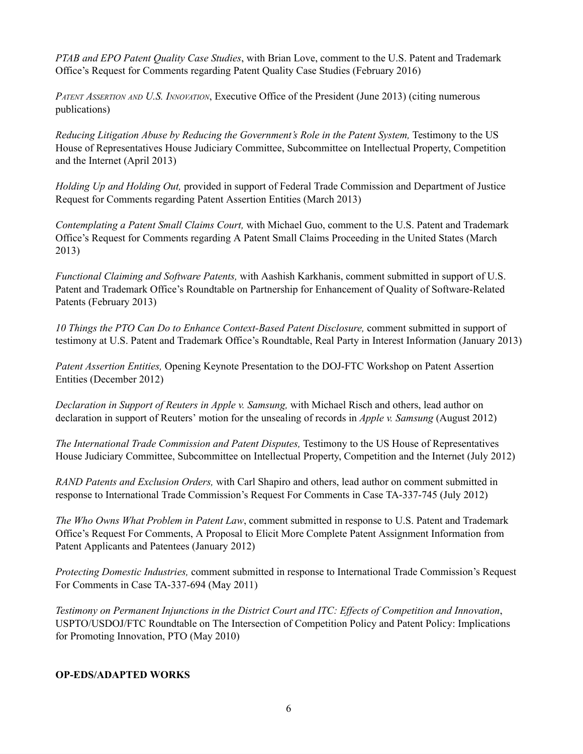*PTAB and EPO Patent Quality Case Studies*, with Brian Love, comment to the U.S. Patent and Trademark Office's Request for Comments regarding Patent Quality Case Studies (February 2016)

*PATENT ASSERTION AND U.S. INNOVATION*, Executive Office of the President (June 2013) (citing numerous publications)

*Reducing Litigation Abuse by Reducing the Government's Role in the Patent System,* Testimony to the US House of Representatives House Judiciary Committee, Subcommittee on Intellectual Property, Competition and the Internet (April 2013)

*Holding Up and Holding Out,* provided in support of Federal Trade Commission and Department of Justice Request for Comments regarding Patent Assertion Entities (March 2013)

*Contemplating a Patent Small Claims Court,* with Michael Guo, comment to the U.S. Patent and Trademark Office's Request for Comments regarding A Patent Small Claims Proceeding in the United States (March 2013)

*Functional Claiming and Software Patents,* with Aashish Karkhanis, comment submitted in support of U.S. Patent and Trademark Office's Roundtable on Partnership for Enhancement of Quality of Software-Related Patents (February 2013)

*10 Things the PTO Can Do to Enhance Context-Based Patent Disclosure,* comment submitted in support of testimony at U.S. Patent and Trademark Office's Roundtable, Real Party in Interest Information (January 2013)

*Patent Assertion Entities,* Opening Keynote Presentation to the DOJ-FTC Workshop on Patent Assertion Entities (December 2012)

*Declaration in Support of Reuters in Apple v. Samsung,* with Michael Risch and others, lead author on declaration in support of Reuters' motion for the unsealing of records in *Apple v. Samsung* (August 2012)

*The International Trade Commission and Patent Disputes,* Testimony to the US House of Representatives House Judiciary Committee, Subcommittee on Intellectual Property, Competition and the Internet (July 2012)

*RAND Patents and Exclusion Orders,* with Carl Shapiro and others, lead author on comment submitted in response to International Trade Commission's Request For Comments in Case TA-337-745 (July 2012)

*The Who Owns What Problem in Patent Law*, comment submitted in response to U.S. Patent and Trademark Office's Request For Comments, A Proposal to Elicit More Complete Patent Assignment Information from Patent Applicants and Patentees (January 2012)

*Protecting Domestic Industries,* comment submitted in response to International Trade Commission's Request For Comments in Case TA-337-694 (May 2011)

*Testimony on Permanent Injunctions in the District Court and ITC: Effects of Competition and Innovation*, USPTO/USDOJ/FTC Roundtable on The Intersection of Competition Policy and Patent Policy: Implications for Promoting Innovation, PTO (May 2010)

**OP-EDS/ADAPTED WORKS**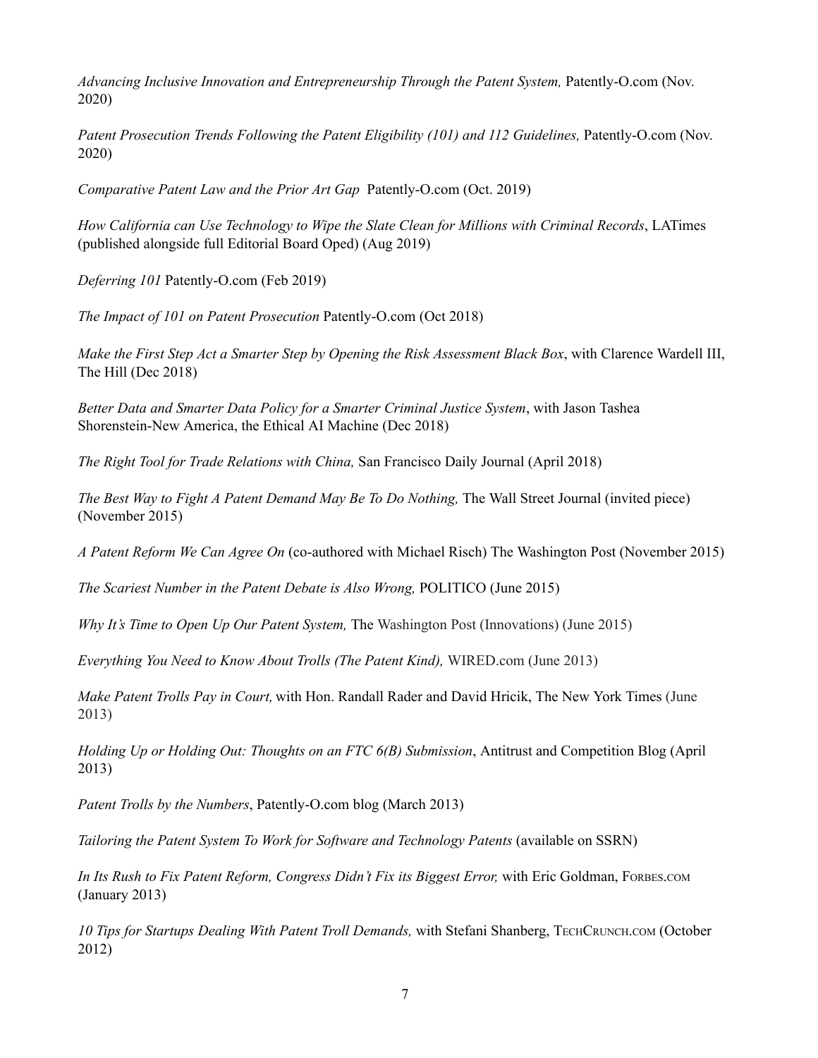*Advancing Inclusive Innovation and Entrepreneurship Through the Patent System,* Patently-O.com (Nov. 2020)

*Patent Prosecution Trends Following the Patent Eligibility (101) and 112 Guidelines,* Patently-O.com (Nov. 2020)

*Comparative Patent Law and the Prior Art Gap* Patently-O.com (Oct. 2019)

*How California can Use Technology to Wipe the Slate Clean for Millions with Criminal Records*, LATimes (published alongside full Editorial Board Oped) (Aug 2019)

*Deferring 101* Patently-O.com (Feb 2019)

*The Impact of 101 on Patent Prosecution* Patently-O.com (Oct 2018)

*Make the First Step Act a Smarter Step by Opening the Risk Assessment Black Box*, with Clarence Wardell III, The Hill (Dec 2018)

*Better Data and Smarter Data Policy for a Smarter Criminal Justice System*, with Jason Tashea Shorenstein-New America, the Ethical AI Machine (Dec 2018)

*The Right Tool for Trade Relations with China,* San Francisco Daily Journal (April 2018)

*The Best Way to Fight A Patent Demand May Be To Do Nothing,* The Wall Street Journal (invited piece) (November 2015)

*A Patent Reform We Can Agree On* (co-authored with Michael Risch) The Washington Post (November 2015)

*The Scariest Number in the Patent Debate is Also Wrong,* POLITICO (June 2015)

*Why It's Time to Open Up Our Patent System,* The Washington Post (Innovations) (June 2015)

*Everything You Need to Know About Trolls (The Patent Kind),* WIRED.com (June 2013)

*Make Patent Trolls Pay in Court,* with Hon. Randall Rader and David Hricik, The New York Times (June 2013)

*Holding Up or Holding Out: Thoughts on an FTC 6(B) Submission*, Antitrust and Competition Blog (April 2013)

*Patent Trolls by the Numbers*, Patently-O.com blog (March 2013)

*Tailoring the Patent System To Work for Software and Technology Patents* (available on SSRN)

*In Its Rush to Fix Patent Reform, Congress Didn't Fix its Biggest Error,* with Eric Goldman, FORBES.COM (January 2013)

*10 Tips for Startups Dealing With Patent Troll Demands,* with Stefani Shanberg, TECHCRUNCH.COM (October 2012)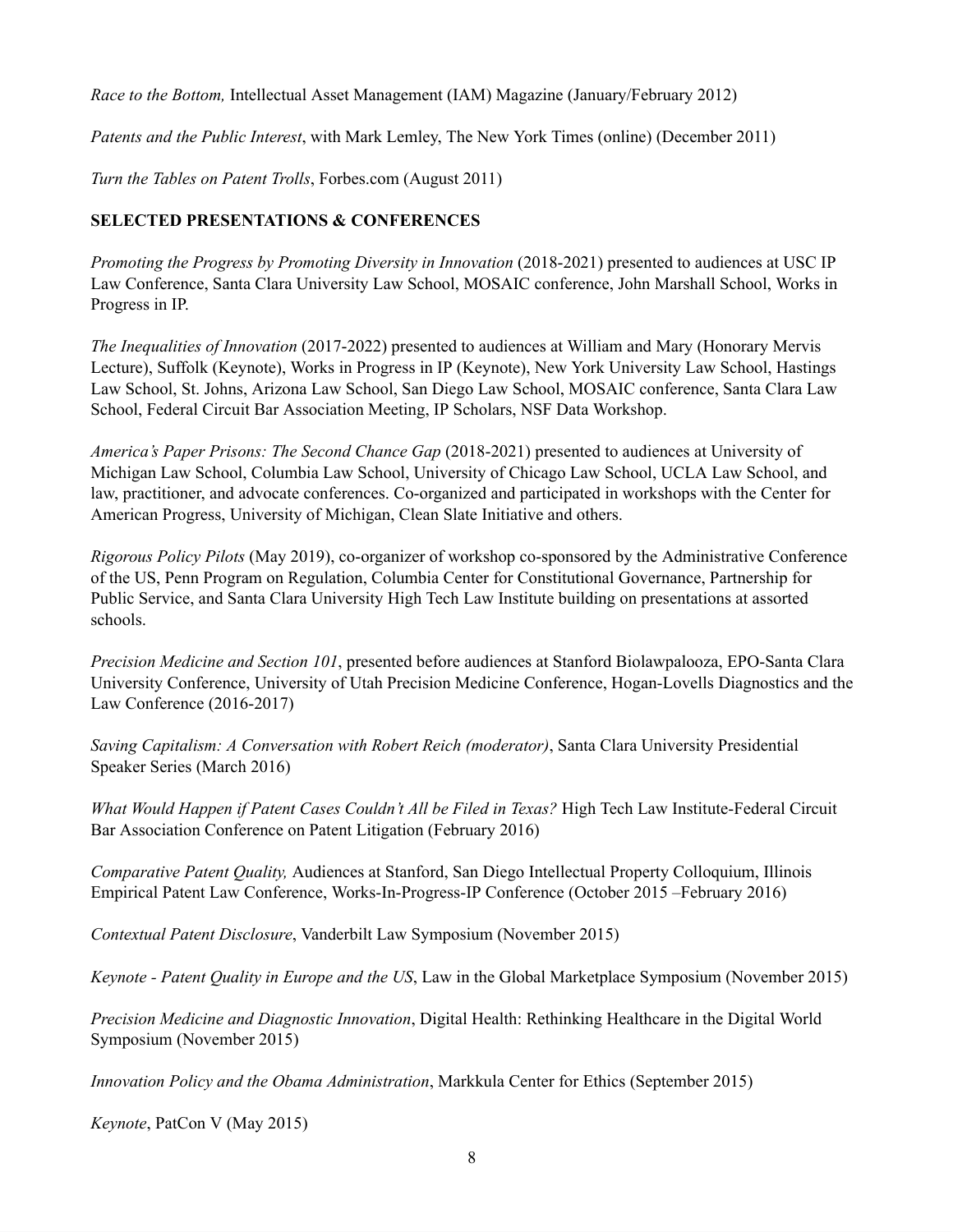*Race to the Bottom,* Intellectual Asset Management (IAM) Magazine (January/February 2012)

*Patents and the Public Interest*, with Mark Lemley, The New York Times (online) (December 2011)

*Turn the Tables on Patent Trolls*, Forbes.com (August 2011)

**SELECTED PRESENTATIONS & CONFERENCES**

*Promoting the Progress by Promoting Diversity in Innovation* (2018-2021) presented to audiences at USC IP Law Conference, Santa Clara University Law School, MOSAIC conference, John Marshall School, Works in Progress in IP.

*The Inequalities of Innovation* (2017-2022) presented to audiences at William and Mary (Honorary Mervis Lecture), Suffolk (Keynote), Works in Progress in IP (Keynote), New York University Law School, Hastings Law School, St. Johns, Arizona Law School, San Diego Law School, MOSAIC conference, Santa Clara Law School, Federal Circuit Bar Association Meeting, IP Scholars, NSF Data Workshop.

*America's Paper Prisons: The Second Chance Gap* (2018-2021) presented to audiences at University of Michigan Law School, Columbia Law School, University of Chicago Law School, UCLA Law School, and law, practitioner, and advocate conferences. Co-organized and participated in workshops with the Center for American Progress, University of Michigan, Clean Slate Initiative and others.

*Rigorous Policy Pilots* (May 2019), co-organizer of workshop co-sponsored by the Administrative Conference of the US, Penn Program on Regulation, Columbia Center for Constitutional Governance, Partnership for Public Service, and Santa Clara University High Tech Law Institute building on presentations at assorted schools.

*Precision Medicine and Section 101*, presented before audiences at Stanford Biolawpalooza, EPO-Santa Clara University Conference, University of Utah Precision Medicine Conference, Hogan-Lovells Diagnostics and the Law Conference (2016-2017)

*Saving Capitalism: A Conversation with Robert Reich (moderator)*, Santa Clara University Presidential Speaker Series (March 2016)

*What Would Happen if Patent Cases Couldn't All be Filed in Texas?* High Tech Law Institute-Federal Circuit Bar Association Conference on Patent Litigation (February 2016)

*Comparative Patent Quality,* Audiences at Stanford, San Diego Intellectual Property Colloquium, Illinois Empirical Patent Law Conference, Works-In-Progress-IP Conference (October 2015 –February 2016)

*Contextual Patent Disclosure*, Vanderbilt Law Symposium (November 2015)

*Keynote - Patent Quality in Europe and the US*, Law in the Global Marketplace Symposium (November 2015)

*Precision Medicine and Diagnostic Innovation*, Digital Health: Rethinking Healthcare in the Digital World Symposium (November 2015)

*Innovation Policy and the Obama Administration*, Markkula Center for Ethics (September 2015)

*Keynote*, PatCon V (May 2015)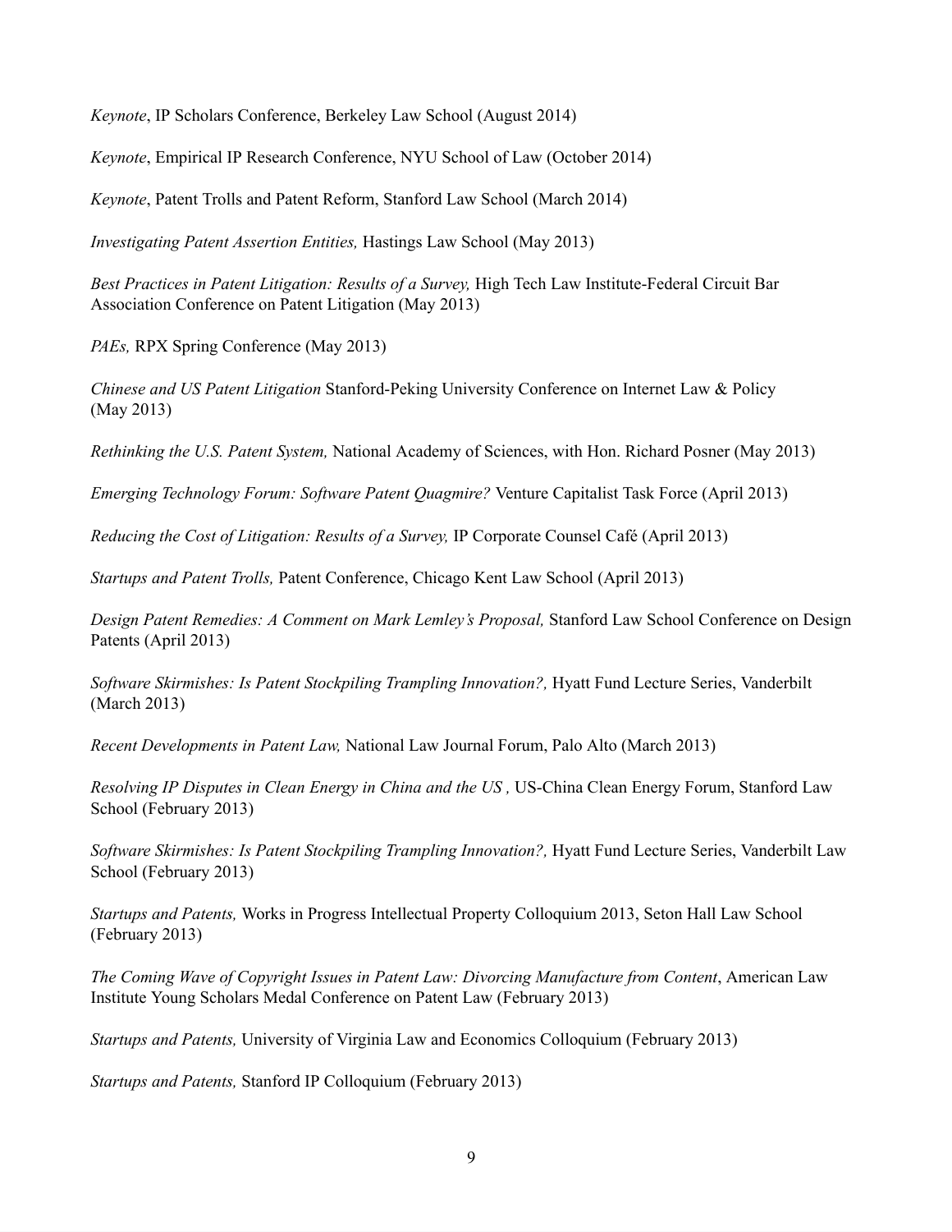*Keynote*, IP Scholars Conference, Berkeley Law School (August 2014)

*Keynote*, Empirical IP Research Conference, NYU School of Law (October 2014)

*Keynote*, Patent Trolls and Patent Reform, Stanford Law School (March 2014)

*Investigating Patent Assertion Entities,* Hastings Law School (May 2013)

*Best Practices in Patent Litigation: Results of a Survey,* High Tech Law Institute-Federal Circuit Bar Association Conference on Patent Litigation (May 2013)

*PAEs,* RPX Spring Conference (May 2013)

*Chinese and US Patent Litigation* Stanford-Peking University Conference on Internet Law & Policy (May 2013)

*Rethinking the U.S. Patent System,* National Academy of Sciences, with Hon. Richard Posner (May 2013)

*Emerging Technology Forum: Software Patent Quagmire?* Venture Capitalist Task Force (April 2013)

*Reducing the Cost of Litigation: Results of a Survey,* IP Corporate Counsel Café (April 2013)

*Startups and Patent Trolls,* Patent Conference, Chicago Kent Law School (April 2013)

*Design Patent Remedies: A Comment on Mark Lemley's Proposal,* Stanford Law School Conference on Design Patents (April 2013)

*Software Skirmishes: Is Patent Stockpiling Trampling Innovation?,* Hyatt Fund Lecture Series, Vanderbilt (March 2013)

*Recent Developments in Patent Law,* National Law Journal Forum, Palo Alto (March 2013)

*Resolving IP Disputes in Clean Energy in China and the US ,* US-China Clean Energy Forum, Stanford Law School (February 2013)

*Software Skirmishes: Is Patent Stockpiling Trampling Innovation?,* Hyatt Fund Lecture Series, Vanderbilt Law School (February 2013)

*Startups and Patents,* Works in Progress Intellectual Property Colloquium 2013, Seton Hall Law School (February 2013)

*The Coming Wave of Copyright Issues in Patent Law: Divorcing Manufacture from Content*, American Law Institute Young Scholars Medal Conference on Patent Law (February 2013)

*Startups and Patents,* University of Virginia Law and Economics Colloquium (February 2013)

*Startups and Patents,* Stanford IP Colloquium (February 2013)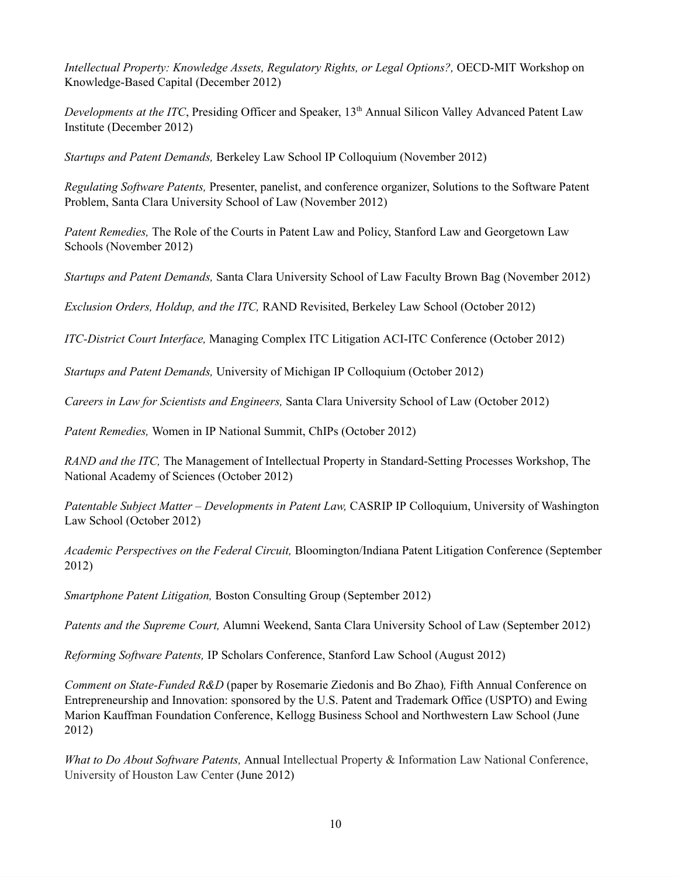*Intellectual Property: Knowledge Assets, Regulatory Rights, or Legal Options?,* OECD-MIT Workshop on Knowledge-Based Capital (December 2012)

*Developments at the ITC*, Presiding Officer and Speaker, 13th Annual Silicon Valley Advanced Patent Law Institute (December 2012)

*Startups and Patent Demands,* Berkeley Law School IP Colloquium (November 2012)

*Regulating Software Patents,* Presenter, panelist, and conference organizer, Solutions to the Software Patent Problem, Santa Clara University School of Law (November 2012)

*Patent Remedies,* The Role of the Courts in Patent Law and Policy, Stanford Law and Georgetown Law Schools (November 2012)

*Startups and Patent Demands,* Santa Clara University School of Law Faculty Brown Bag (November 2012)

*Exclusion Orders, Holdup, and the ITC,* RAND Revisited, Berkeley Law School (October 2012)

*ITC-District Court Interface,* Managing Complex ITC Litigation ACI-ITC Conference (October 2012)

*Startups and Patent Demands,* University of Michigan IP Colloquium (October 2012)

*Careers in Law for Scientists and Engineers,* Santa Clara University School of Law (October 2012)

*Patent Remedies,* Women in IP National Summit, ChIPs (October 2012)

*RAND and the ITC,* The Management of Intellectual Property in Standard-Setting Processes Workshop, The National Academy of Sciences (October 2012)

*Patentable Subject Matter – Developments in Patent Law,* CASRIP IP Colloquium, University of Washington Law School (October 2012)

*Academic Perspectives on the Federal Circuit,* Bloomington/Indiana Patent Litigation Conference (September 2012)

*Smartphone Patent Litigation,* Boston Consulting Group (September 2012)

*Patents and the Supreme Court,* Alumni Weekend, Santa Clara University School of Law (September 2012)

*Reforming Software Patents,* IP Scholars Conference, Stanford Law School (August 2012)

*Comment on State-Funded R&D* (paper by Rosemarie Ziedonis and Bo Zhao)*,* Fifth Annual Conference on Entrepreneurship and Innovation: sponsored by the U.S. Patent and Trademark Office (USPTO) and Ewing Marion Kauffman Foundation Conference, Kellogg Business School and Northwestern Law School (June 2012)

*What to Do About Software Patents,* Annual Intellectual Property & Information Law National Conference, University of Houston Law Center (June 2012)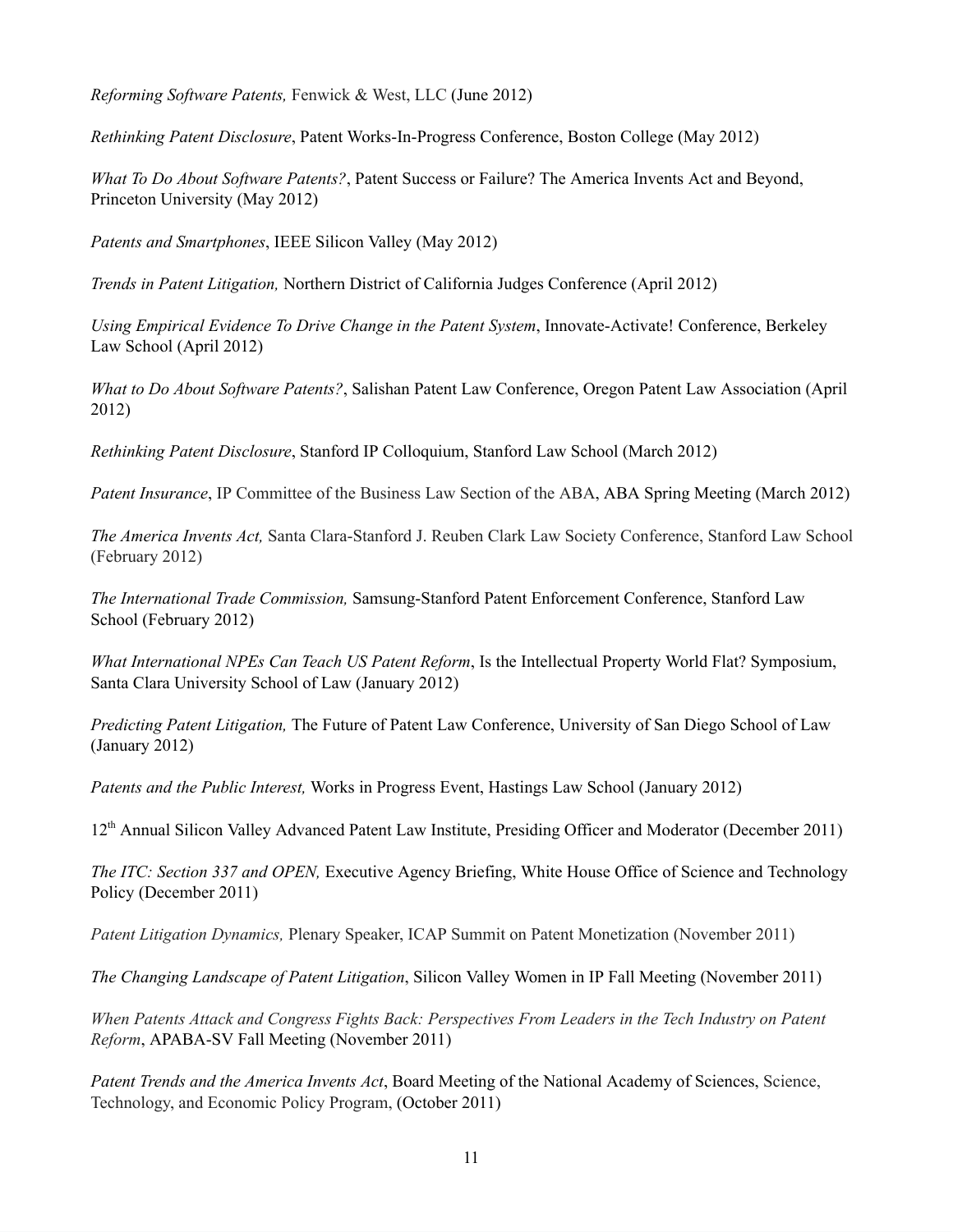*Reforming Software Patents,* Fenwick & West, LLC (June 2012)

*Rethinking Patent Disclosure*, Patent Works-In-Progress Conference, Boston College (May 2012)

*What To Do About Software Patents?*, Patent Success or Failure? The America Invents Act and Beyond, Princeton University (May 2012)

*Patents and Smartphones*, IEEE Silicon Valley (May 2012)

*Trends in Patent Litigation,* Northern District of California Judges Conference (April 2012)

*Using Empirical Evidence To Drive Change in the Patent System*, Innovate-Activate! Conference, Berkeley Law School (April 2012)

*What to Do About Software Patents?*, Salishan Patent Law Conference, Oregon Patent Law Association (April 2012)

*Rethinking Patent Disclosure*, Stanford IP Colloquium, Stanford Law School (March 2012)

*Patent Insurance*, IP Committee of the Business Law Section of the ABA, ABA Spring Meeting (March 2012)

*The America Invents Act,* Santa Clara-Stanford J. Reuben Clark Law Society Conference, Stanford Law School (February 2012)

*The International Trade Commission,* Samsung-Stanford Patent Enforcement Conference, Stanford Law School (February 2012)

*What International NPEs Can Teach US Patent Reform*, Is the Intellectual Property World Flat? Symposium, Santa Clara University School of Law (January 2012)

*Predicting Patent Litigation,* The Future of Patent Law Conference, University of San Diego School of Law (January 2012)

*Patents and the Public Interest,* Works in Progress Event, Hastings Law School (January 2012)

12th Annual Silicon Valley Advanced Patent Law Institute, Presiding Officer and Moderator (December 2011)

*The ITC: Section 337 and OPEN,* Executive Agency Briefing, White House Office of Science and Technology Policy (December 2011)

*Patent Litigation Dynamics,* Plenary Speaker, ICAP Summit on Patent Monetization (November 2011)

*The Changing Landscape of Patent Litigation*, Silicon Valley Women in IP Fall Meeting (November 2011)

*When Patents Attack and Congress Fights Back: Perspectives From Leaders in the Tech Industry on Patent Reform*, APABA-SV Fall Meeting (November 2011)

*Patent Trends and the America Invents Act*, Board Meeting of the National Academy of Sciences, Science, Technology, and Economic Policy Program, (October 2011)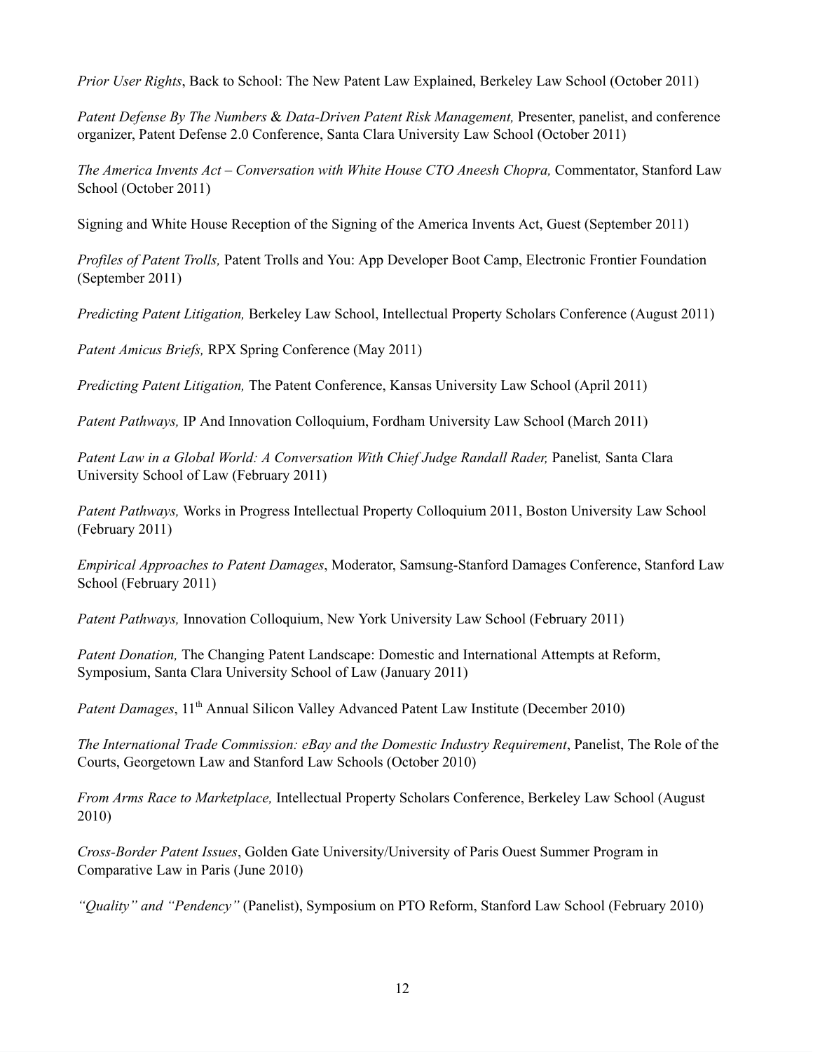*Prior User Rights*, Back to School: The New Patent Law Explained, Berkeley Law School (October 2011)

*Patent Defense By The Numbers* & *Data-Driven Patent Risk Management,* Presenter, panelist, and conference organizer, Patent Defense 2.0 Conference, Santa Clara University Law School (October 2011)

*The America Invents Act – Conversation with White House CTO Aneesh Chopra,* Commentator, Stanford Law School (October 2011)

Signing and White House Reception of the Signing of the America Invents Act, Guest (September 2011)

*Profiles of Patent Trolls,* Patent Trolls and You: App Developer Boot Camp, Electronic Frontier Foundation (September 2011)

*Predicting Patent Litigation,* Berkeley Law School, Intellectual Property Scholars Conference (August 2011)

*Patent Amicus Briefs,* RPX Spring Conference (May 2011)

*Predicting Patent Litigation,* The Patent Conference, Kansas University Law School (April 2011)

*Patent Pathways,* IP And Innovation Colloquium, Fordham University Law School (March 2011)

*Patent Law in a Global World: A Conversation With Chief Judge Randall Rader,* Panelist*,* Santa Clara University School of Law (February 2011)

*Patent Pathways,* Works in Progress Intellectual Property Colloquium 2011, Boston University Law School (February 2011)

*Empirical Approaches to Patent Damages*, Moderator, Samsung-Stanford Damages Conference, Stanford Law School (February 2011)

*Patent Pathways,* Innovation Colloquium, New York University Law School (February 2011)

*Patent Donation,* The Changing Patent Landscape: Domestic and International Attempts at Reform, Symposium, Santa Clara University School of Law (January 2011)

*Patent Damages*, 11th Annual Silicon Valley Advanced Patent Law Institute (December 2010)

*The International Trade Commission: eBay and the Domestic Industry Requirement*, Panelist, The Role of the Courts, Georgetown Law and Stanford Law Schools (October 2010)

*From Arms Race to Marketplace,* Intellectual Property Scholars Conference, Berkeley Law School (August 2010)

*Cross-Border Patent Issues*, Golden Gate University/University of Paris Ouest Summer Program in Comparative Law in Paris (June 2010)

*"Quality" and "Pendency"* (Panelist), Symposium on PTO Reform, Stanford Law School (February 2010)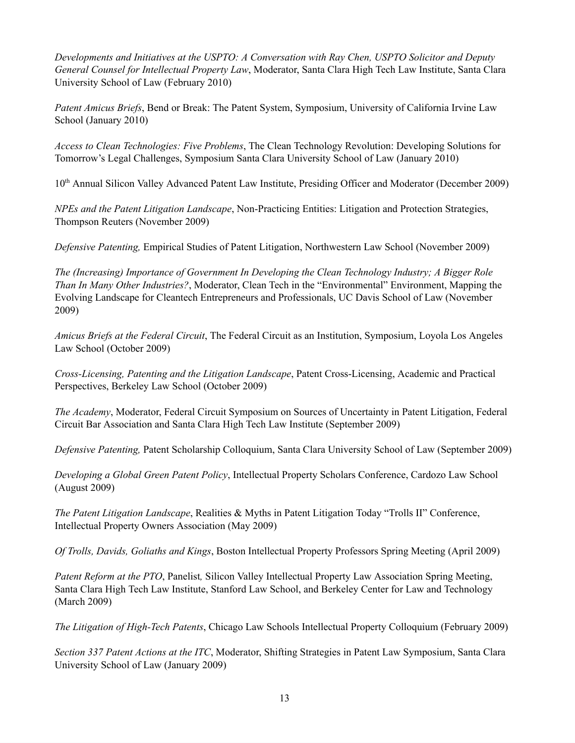*Developments and Initiatives at the USPTO: A Conversation with Ray Chen, USPTO Solicitor and Deputy General Counsel for Intellectual Property Law*, Moderator, Santa Clara High Tech Law Institute, Santa Clara University School of Law (February 2010)

*Patent Amicus Briefs*, Bend or Break: The Patent System, Symposium, University of California Irvine Law School (January 2010)

*Access to Clean Technologies: Five Problems*, The Clean Technology Revolution: Developing Solutions for Tomorrow's Legal Challenges, Symposium Santa Clara University School of Law (January 2010)

10th Annual Silicon Valley Advanced Patent Law Institute, Presiding Officer and Moderator (December 2009)

*NPEs and the Patent Litigation Landscape*, Non-Practicing Entities: Litigation and Protection Strategies, Thompson Reuters (November 2009)

*Defensive Patenting,* Empirical Studies of Patent Litigation, Northwestern Law School (November 2009)

*The (Increasing) Importance of Government In Developing the Clean Technology Industry; A Bigger Role Than In Many Other Industries?*, Moderator, Clean Tech in the "Environmental" Environment, Mapping the Evolving Landscape for Cleantech Entrepreneurs and Professionals, UC Davis School of Law (November 2009)

*Amicus Briefs at the Federal Circuit*, The Federal Circuit as an Institution, Symposium, Loyola Los Angeles Law School (October 2009)

*Cross-Licensing, Patenting and the Litigation Landscape*, Patent Cross-Licensing, Academic and Practical Perspectives, Berkeley Law School (October 2009)

*The Academy*, Moderator, Federal Circuit Symposium on Sources of Uncertainty in Patent Litigation, Federal Circuit Bar Association and Santa Clara High Tech Law Institute (September 2009)

*Defensive Patenting,* Patent Scholarship Colloquium, Santa Clara University School of Law (September 2009)

*Developing a Global Green Patent Policy*, Intellectual Property Scholars Conference, Cardozo Law School (August 2009)

*The Patent Litigation Landscape*, Realities & Myths in Patent Litigation Today "Trolls II" Conference, Intellectual Property Owners Association (May 2009)

*Of Trolls, Davids, Goliaths and Kings*, Boston Intellectual Property Professors Spring Meeting (April 2009)

*Patent Reform at the PTO*, Panelist*,* Silicon Valley Intellectual Property Law Association Spring Meeting, Santa Clara High Tech Law Institute, Stanford Law School, and Berkeley Center for Law and Technology (March 2009)

*The Litigation of High-Tech Patents*, Chicago Law Schools Intellectual Property Colloquium (February 2009)

*Section 337 Patent Actions at the ITC*, Moderator, Shifting Strategies in Patent Law Symposium, Santa Clara University School of Law (January 2009)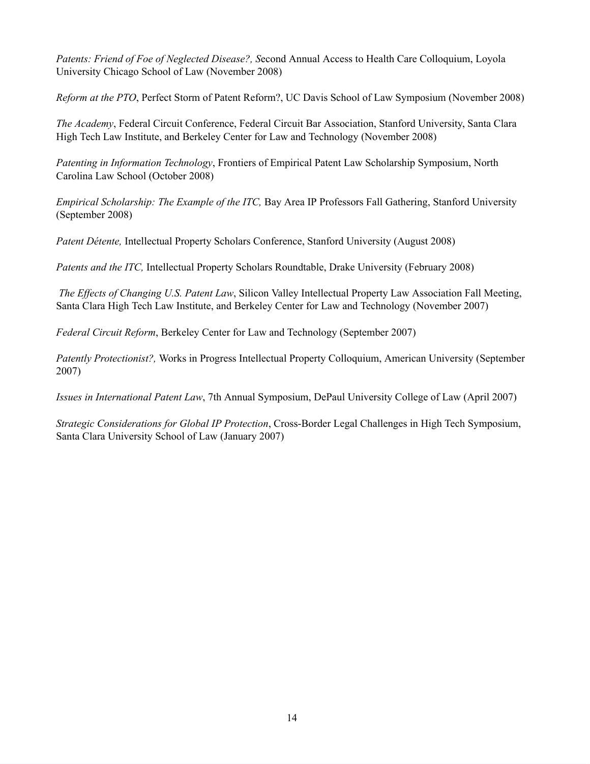*Patents: Friend of Foe of Neglected Disease?, S*econd Annual Access to Health Care Colloquium, Loyola University Chicago School of Law (November 2008)

*Reform at the PTO*, Perfect Storm of Patent Reform?, UC Davis School of Law Symposium (November 2008)

*The Academy*, Federal Circuit Conference, Federal Circuit Bar Association, Stanford University, Santa Clara High Tech Law Institute, and Berkeley Center for Law and Technology (November 2008)

*Patenting in Information Technology*, Frontiers of Empirical Patent Law Scholarship Symposium, North Carolina Law School (October 2008)

*Empirical Scholarship: The Example of the ITC,* Bay Area IP Professors Fall Gathering, Stanford University (September 2008)

*Patent Détente,* Intellectual Property Scholars Conference, Stanford University (August 2008)

*Patents and the ITC,* Intellectual Property Scholars Roundtable, Drake University (February 2008)

*The Effects of Changing U.S. Patent Law*, Silicon Valley Intellectual Property Law Association Fall Meeting, Santa Clara High Tech Law Institute, and Berkeley Center for Law and Technology (November 2007)

*Federal Circuit Reform*, Berkeley Center for Law and Technology (September 2007)

*Patently Protectionist?,* Works in Progress Intellectual Property Colloquium, American University (September 2007)

*Issues in International Patent Law*, 7th Annual Symposium, DePaul University College of Law (April 2007)

*Strategic Considerations for Global IP Protection*, Cross-Border Legal Challenges in High Tech Symposium, Santa Clara University School of Law (January 2007)